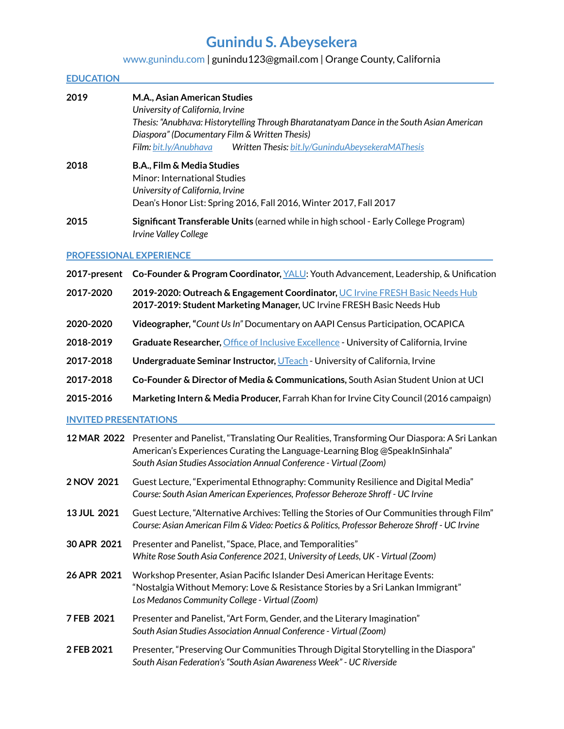# Gunindu S. Abeysekera

www.gunindu.com | gunindu123@gmail.com | Orange County, California

## EDUCATION

**2019** — **M.A., Asian American Studies**
*University of California, Irvine*
*Thesis: "Anubhāva: Historytelling Through Bharatanatyam Dance in the South Asian American Diaspora" (Documentary Film & Written Thesis)*
*Film: bit.ly/Anubhava* *Written Thesis: bit.ly/GuninduAbeysekeraMAThesis*

**2018** — **B.A., Film & Media Studies**
Minor: International Studies
*University of California, Irvine*
Dean's Honor List: Spring 2016, Fall 2016, Winter 2017, Fall 2017

**2015** — **Significant Transferable Units** (earned while in high school - Early College Program)
*Irvine Valley College*

## PROFESSIONAL EXPERIENCE

**2017-present** — **Co-Founder & Program Coordinator,** YALU: Youth Advancement, Leadership, & Unification

**2017-2020** — **2019-2020: Outreach & Engagement Coordinator,** UC Irvine FRESH Basic Needs Hub
**2017-2019: Student Marketing Manager,** UC Irvine FRESH Basic Needs Hub

**2020-2020** — **Videographer, "***Count Us In"* Documentary on AAPI Census Participation, OCAPICA

**2018-2019** — **Graduate Researcher,** Office of Inclusive Excellence - University of California, Irvine

**2017-2018** — **Undergraduate Seminar Instructor,** UTeach - University of California, Irvine

**2017-2018** — **Co-Founder & Director of Media & Communications,** South Asian Student Union at UCI

**2015-2016** — **Marketing Intern & Media Producer,** Farrah Khan for Irvine City Council (2016 campaign)

## INVITED PRESENTATIONS

**12 MAR 2022** — Presenter and Panelist, "Translating Our Realities, Transforming Our Diaspora: A Sri Lankan American's Experiences Curating the Language-Learning Blog @SpeakInSinhala"
*South Asian Studies Association Annual Conference - Virtual (Zoom)*

**2 NOV 2021** — Guest Lecture, "Experimental Ethnography: Community Resilience and Digital Media"
*Course: South Asian American Experiences, Professor Beheroze Shroff - UC Irvine*

**13 JUL 2021** — Guest Lecture, "Alternative Archives: Telling the Stories of Our Communities through Film"
*Course: Asian American Film & Video: Poetics & Politics, Professor Beheroze Shroff - UC Irvine*

**30 APR 2021** — Presenter and Panelist, "Space, Place, and Temporalities"
*White Rose South Asia Conference 2021, University of Leeds, UK - Virtual (Zoom)*

**26 APR 2021** — Workshop Presenter, Asian Pacific Islander Desi American Heritage Events: "Nostalgia Without Memory: Love & Resistance Stories by a Sri Lankan Immigrant"
*Los Medanos Community College - Virtual (Zoom)*

**7 FEB 2021** — Presenter and Panelist, "Art Form, Gender, and the Literary Imagination"
*South Asian Studies Association Annual Conference - Virtual (Zoom)*

**2 FEB 2021** — Presenter, "Preserving Our Communities Through Digital Storytelling in the Diaspora"
*South Aisan Federation's "South Asian Awareness Week" - UC Riverside*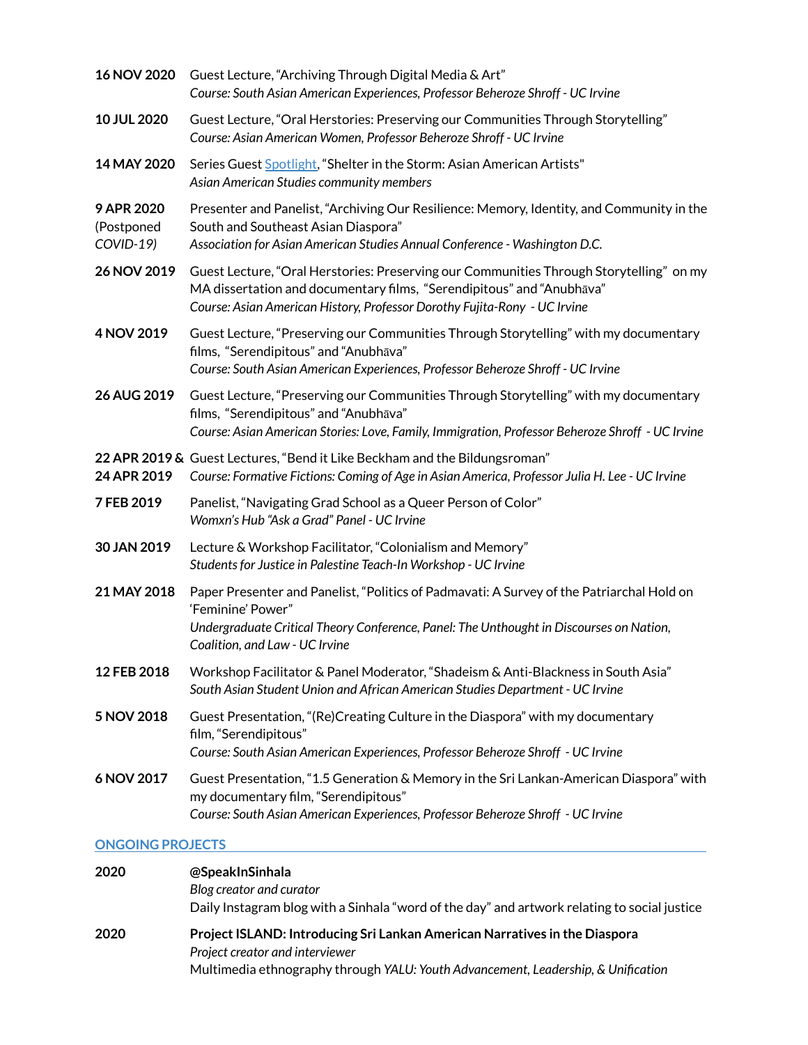**16 NOV 2020** Guest Lecture, "Archiving Through Digital Media & Art"
*Course: South Asian American Experiences, Professor Beheroze Shroff - UC Irvine*

**10 JUL 2020** Guest Lecture, "Oral Herstories: Preserving our Communities Through Storytelling"
*Course: Asian American Women, Professor Beheroze Shroff - UC Irvine*

**14 MAY 2020** Series Guest Spotlight, "Shelter in the Storm: Asian American Artists"
*Asian American Studies community members*

**9 APR 2020** (Postponed *COVID-19)* Presenter and Panelist, "Archiving Our Resilience: Memory, Identity, and Community in the South and Southeast Asian Diaspora"
*Association for Asian American Studies Annual Conference - Washington D.C.*

**26 NOV 2019** Guest Lecture, "Oral Herstories: Preserving our Communities Through Storytelling" on my MA dissertation and documentary films, "Serendipitous" and "Anubhāva"
*Course: Asian American History, Professor Dorothy Fujita-Rony - UC Irvine*

**4 NOV 2019** Guest Lecture, "Preserving our Communities Through Storytelling" with my documentary films, "Serendipitous" and "Anubhāva"
*Course: South Asian American Experiences, Professor Beheroze Shroff - UC Irvine*

**26 AUG 2019** Guest Lecture, "Preserving our Communities Through Storytelling" with my documentary films, "Serendipitous" and "Anubhāva"
*Course: Asian American Stories: Love, Family, Immigration, Professor Beheroze Shroff - UC Irvine*

**22 APR 2019 & 24 APR 2019** Guest Lectures, "Bend it Like Beckham and the Bildungsroman"
*Course: Formative Fictions: Coming of Age in Asian America, Professor Julia H. Lee - UC Irvine*

**7 FEB 2019** Panelist, "Navigating Grad School as a Queer Person of Color"
*Womxn's Hub "Ask a Grad" Panel - UC Irvine*

**30 JAN 2019** Lecture & Workshop Facilitator, "Colonialism and Memory"
*Students for Justice in Palestine Teach-In Workshop - UC Irvine*

**21 MAY 2018** Paper Presenter and Panelist, "Politics of Padmavati: A Survey of the Patriarchal Hold on 'Feminine' Power"
*Undergraduate Critical Theory Conference, Panel: The Unthought in Discourses on Nation, Coalition, and Law - UC Irvine*

**12 FEB 2018** Workshop Facilitator & Panel Moderator, "Shadeism & Anti-Blackness in South Asia"
*South Asian Student Union and African American Studies Department - UC Irvine*

**5 NOV 2018** Guest Presentation, "(Re)Creating Culture in the Diaspora" with my documentary film, "Serendipitous"
*Course: South Asian American Experiences, Professor Beheroze Shroff - UC Irvine*

**6 NOV 2017** Guest Presentation, "1.5 Generation & Memory in the Sri Lankan-American Diaspora" with my documentary film, "Serendipitous"
*Course: South Asian American Experiences, Professor Beheroze Shroff - UC Irvine*

## ONGOING PROJECTS

**2020** **@SpeakInSinhala**
*Blog creator and curator*
Daily Instagram blog with a Sinhala "word of the day" and artwork relating to social justice

**2020** **Project ISLAND: Introducing Sri Lankan American Narratives in the Diaspora**
*Project creator and interviewer*
Multimedia ethnography through *YALU: Youth Advancement, Leadership, & Unification*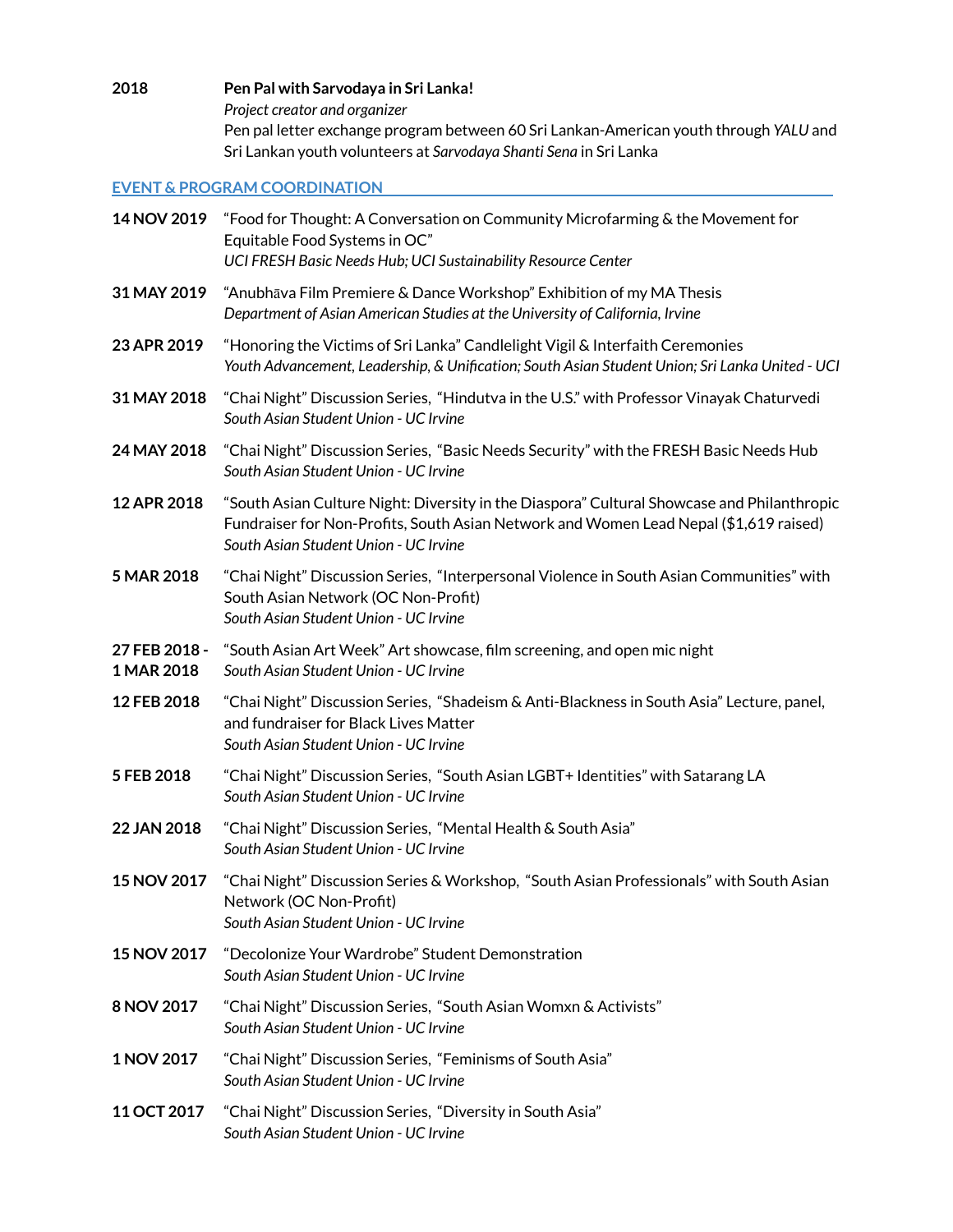**2018** **Pen Pal with Sarvodaya in Sri Lanka!**
*Project creator and organizer*
Pen pal letter exchange program between 60 Sri Lankan-American youth through *YALU* and Sri Lankan youth volunteers at *Sarvodaya Shanti Sena* in Sri Lanka

## EVENT & PROGRAM COORDINATION

**14 NOV 2019** "Food for Thought: A Conversation on Community Microfarming & the Movement for Equitable Food Systems in OC"
*UCI FRESH Basic Needs Hub; UCI Sustainability Resource Center*

**31 MAY 2019** "Anubhāva Film Premiere & Dance Workshop" Exhibition of my MA Thesis
*Department of Asian American Studies at the University of California, Irvine*

**23 APR 2019** "Honoring the Victims of Sri Lanka" Candlelight Vigil & Interfaith Ceremonies
*Youth Advancement, Leadership, & Unification; South Asian Student Union; Sri Lanka United - UCI*

**31 MAY 2018** "Chai Night" Discussion Series, "Hindutva in the U.S." with Professor Vinayak Chaturvedi
*South Asian Student Union - UC Irvine*

**24 MAY 2018** "Chai Night" Discussion Series, "Basic Needs Security" with the FRESH Basic Needs Hub
*South Asian Student Union - UC Irvine*

**12 APR 2018** "South Asian Culture Night: Diversity in the Diaspora" Cultural Showcase and Philanthropic Fundraiser for Non-Profits, South Asian Network and Women Lead Nepal ($1,619 raised)
*South Asian Student Union - UC Irvine*

**5 MAR 2018** "Chai Night" Discussion Series, "Interpersonal Violence in South Asian Communities" with South Asian Network (OC Non-Profit)
*South Asian Student Union - UC Irvine*

**27 FEB 2018 - 1 MAR 2018** "South Asian Art Week" Art showcase, film screening, and open mic night
*South Asian Student Union - UC Irvine*

**12 FEB 2018** "Chai Night" Discussion Series, "Shadeism & Anti-Blackness in South Asia" Lecture, panel, and fundraiser for Black Lives Matter
*South Asian Student Union - UC Irvine*

**5 FEB 2018** "Chai Night" Discussion Series, "South Asian LGBT+ Identities" with Satarang LA
*South Asian Student Union - UC Irvine*

**22 JAN 2018** "Chai Night" Discussion Series, "Mental Health & South Asia"
*South Asian Student Union - UC Irvine*

**15 NOV 2017** "Chai Night" Discussion Series & Workshop, "South Asian Professionals" with South Asian Network (OC Non-Profit)
*South Asian Student Union - UC Irvine*

**15 NOV 2017** "Decolonize Your Wardrobe" Student Demonstration
*South Asian Student Union - UC Irvine*

**8 NOV 2017** "Chai Night" Discussion Series, "South Asian Womxn & Activists"
*South Asian Student Union - UC Irvine*

**1 NOV 2017** "Chai Night" Discussion Series, "Feminisms of South Asia"
*South Asian Student Union - UC Irvine*

**11 OCT 2017** "Chai Night" Discussion Series, "Diversity in South Asia"
*South Asian Student Union - UC Irvine*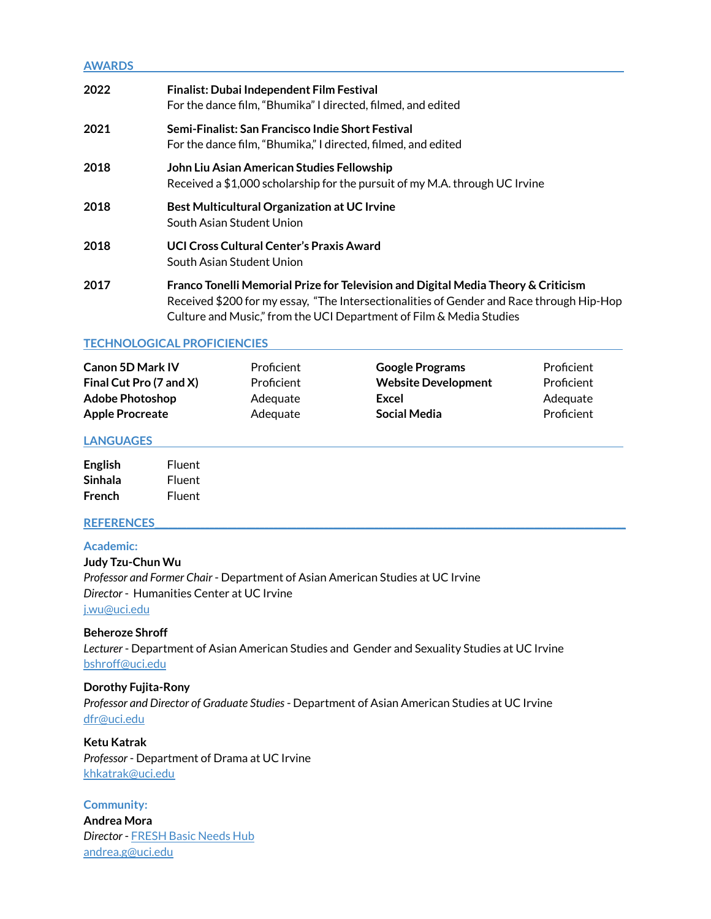## AWARDS

**2022** — **Finalist: Dubai Independent Film Festival**
For the dance film, "Bhumika" I directed, filmed, and edited

**2021** — **Semi-Finalist: San Francisco Indie Short Festival**
For the dance film, "Bhumika," I directed, filmed, and edited

**2018** — **John Liu Asian American Studies Fellowship**
Received a $1,000 scholarship for the pursuit of my M.A. through UC Irvine

**2018** — **Best Multicultural Organization at UC Irvine**
South Asian Student Union

**2018** — **UCI Cross Cultural Center's Praxis Award**
South Asian Student Union

**2017** — **Franco Tonelli Memorial Prize for Television and Digital Media Theory & Criticism**
Received $200 for my essay, "The Intersectionalities of Gender and Race through Hip-Hop Culture and Music," from the UCI Department of Film & Media Studies

## TECHNOLOGICAL PROFICIENCIES

| | | | |
|---|---|---|---|
| **Canon 5D Mark IV** | Proficient | **Google Programs** | Proficient |
| **Final Cut Pro (7 and X)** | Proficient | **Website Development** | Proficient |
| **Adobe Photoshop** | Adequate | **Excel** | Adequate |
| **Apple Procreate** | Adequate | **Social Media** | Proficient |

## LANGUAGES

| | |
|---|---|
| **English** | Fluent |
| **Sinhala** | Fluent |
| **French** | Fluent |

## REFERENCES

### Academic:

**Judy Tzu-Chun Wu**
*Professor and Former Chair* - Department of Asian American Studies at UC Irvine
*Director* - Humanities Center at UC Irvine
j.wu@uci.edu

**Beheroze Shroff**
*Lecturer* - Department of Asian American Studies and Gender and Sexuality Studies at UC Irvine
bshroff@uci.edu

**Dorothy Fujita-Rony**
*Professor and Director of Graduate Studies* - Department of Asian American Studies at UC Irvine
dfr@uci.edu

**Ketu Katrak**
*Professor* - Department of Drama at UC Irvine
khkatrak@uci.edu

### Community:

**Andrea Mora**
*Director* - FRESH Basic Needs Hub
andrea.g@uci.edu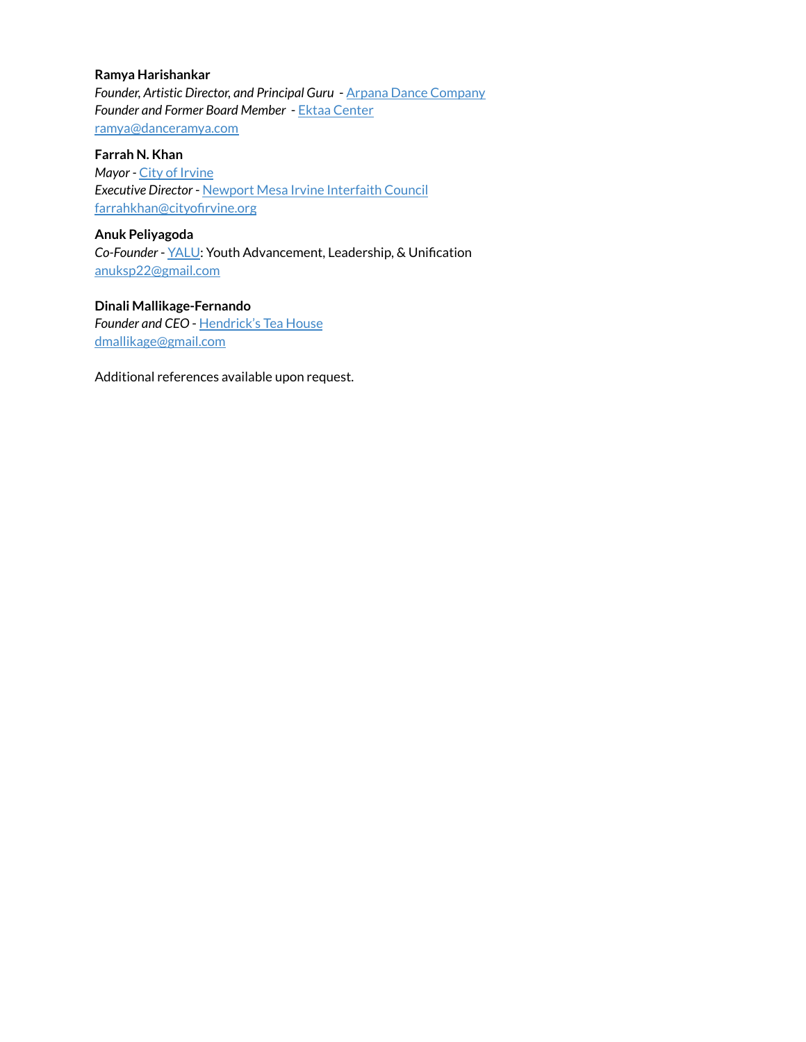**Ramya Harishankar**
*Founder, Artistic Director, and Principal Guru* - Arpana Dance Company
*Founder and Former Board Member* - Ektaa Center
ramya@danceramya.com

**Farrah N. Khan**
*Mayor* - City of Irvine
*Executive Director* - Newport Mesa Irvine Interfaith Council
farrahkhan@cityofirvine.org

**Anuk Peliyagoda**
*Co-Founder* - YALU: Youth Advancement, Leadership, & Unification
anuksp22@gmail.com

**Dinali Mallikage-Fernando**
*Founder and CEO* - Hendrick's Tea House
dmallikage@gmail.com

Additional references available upon request.